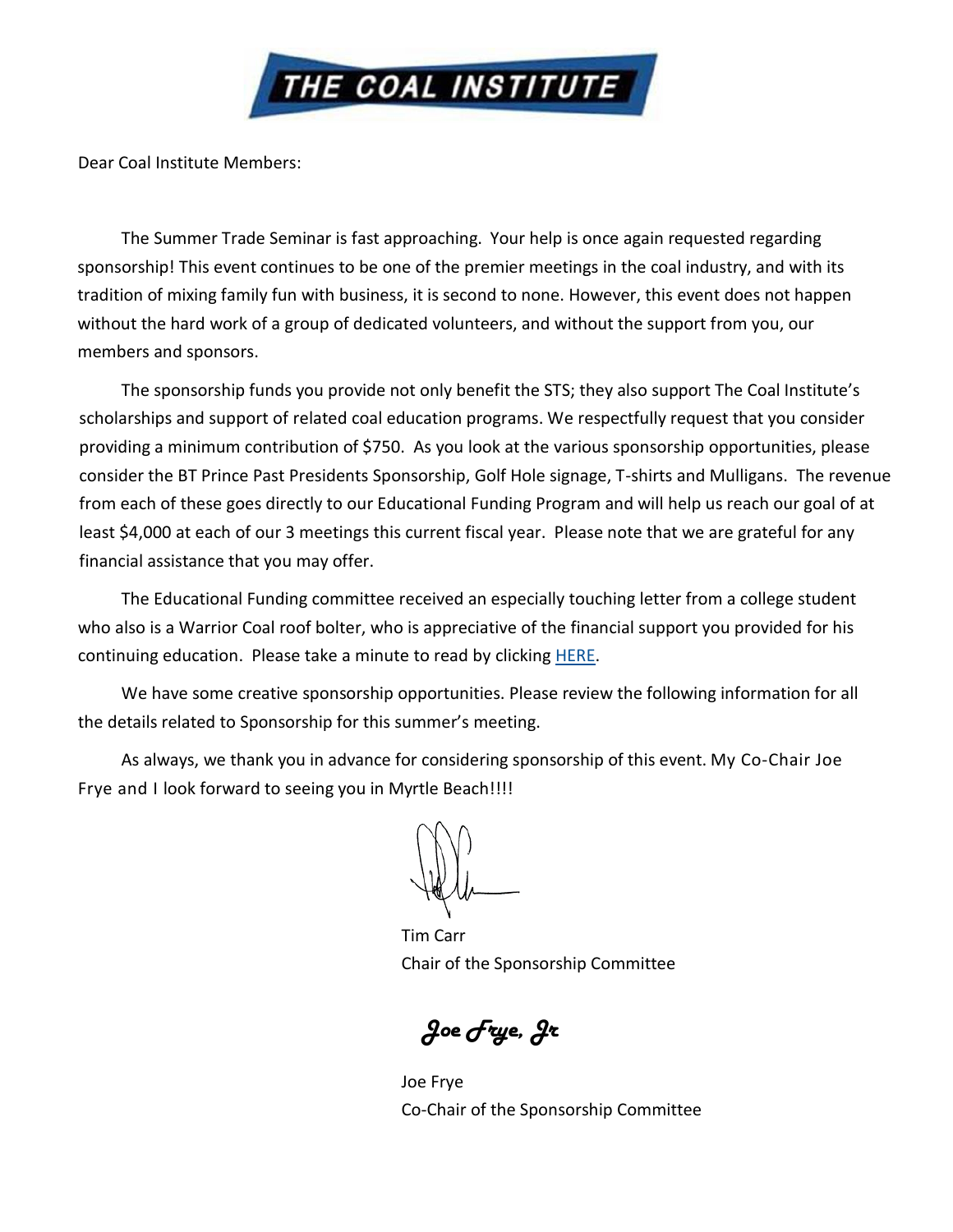# THE COAL INSTITUTE

Dear Coal Institute Members:

The Summer Trade Seminar is fast approaching. Your help is once again requested regarding sponsorship! This event continues to be one of the premier meetings in the coal industry, and with its tradition of mixing family fun with business, it is second to none. However, this event does not happen without the hard work of a group of dedicated volunteers, and without the support from you, our members and sponsors.

The sponsorship funds you provide not only benefit the STS; they also support The Coal Institute's scholarships and support of related coal education programs. We respectfully request that you consider providing a minimum contribution of $750. As you look at the various sponsorship opportunities, please consider the BT Prince Past Presidents Sponsorship, Golf Hole signage, T-shirts and Mulligans. The revenue from each of these goes directly to our Educational Funding Program and will help us reach our goal of at least $4,000 at each of our 3 meetings this current fiscal year. Please note that we are grateful for any financial assistance that you may offer.

The Educational Funding committee received an especially touching letter from a college student who also is a Warrior Coal roof bolter, who is appreciative of the financial support you provided for his continuing education. Please take a minute to read by clicking HERE.

We have some creative sponsorship opportunities. Please review the following information for all the details related to Sponsorship for this summer's meeting.

As always, we thank you in advance for considering sponsorship of this event. My Co-Chair Joe Frye and I look forward to seeing you in Myrtle Beach!!!!

Tim Carr
Chair of the Sponsorship Committee

*Joe Frye, Jr*

Joe Frye
Co-Chair of the Sponsorship Committee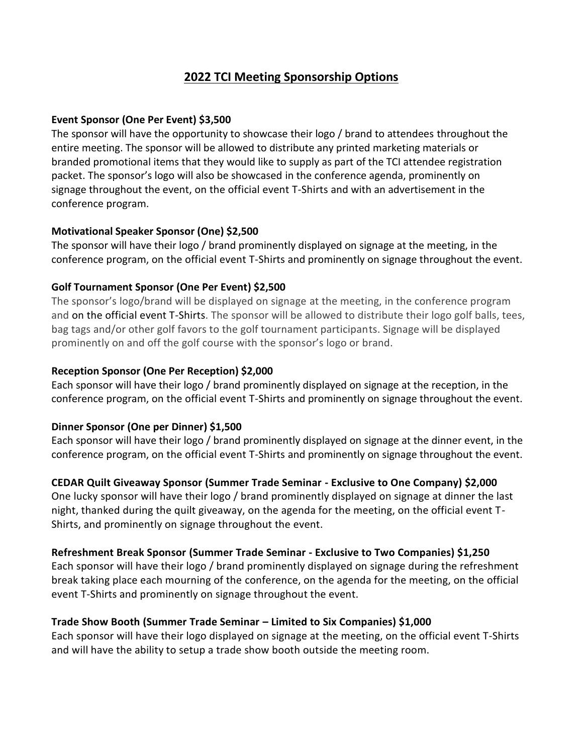# 2022 TCI Meeting Sponsorship Options

**Event Sponsor (One Per Event) $3,500**

The sponsor will have the opportunity to showcase their logo / brand to attendees throughout the entire meeting. The sponsor will be allowed to distribute any printed marketing materials or branded promotional items that they would like to supply as part of the TCI attendee registration packet. The sponsor's logo will also be showcased in the conference agenda, prominently on signage throughout the event, on the official event T-Shirts and with an advertisement in the conference program.

**Motivational Speaker Sponsor (One) $2,500**

The sponsor will have their logo / brand prominently displayed on signage at the meeting, in the conference program, on the official event T-Shirts and prominently on signage throughout the event.

**Golf Tournament Sponsor (One Per Event) $2,500**

The sponsor's logo/brand will be displayed on signage at the meeting, in the conference program and on the official event T-Shirts. The sponsor will be allowed to distribute their logo golf balls, tees, bag tags and/or other golf favors to the golf tournament participants. Signage will be displayed prominently on and off the golf course with the sponsor's logo or brand.

**Reception Sponsor (One Per Reception) $2,000**

Each sponsor will have their logo / brand prominently displayed on signage at the reception, in the conference program, on the official event T-Shirts and prominently on signage throughout the event.

**Dinner Sponsor (One per Dinner) $1,500**

Each sponsor will have their logo / brand prominently displayed on signage at the dinner event, in the conference program, on the official event T-Shirts and prominently on signage throughout the event.

**CEDAR Quilt Giveaway Sponsor (Summer Trade Seminar - Exclusive to One Company) $2,000**

One lucky sponsor will have their logo / brand prominently displayed on signage at dinner the last night, thanked during the quilt giveaway, on the agenda for the meeting, on the official event T-Shirts, and prominently on signage throughout the event.

**Refreshment Break Sponsor (Summer Trade Seminar - Exclusive to Two Companies) $1,250**

Each sponsor will have their logo / brand prominently displayed on signage during the refreshment break taking place each mourning of the conference, on the agenda for the meeting, on the official event T-Shirts and prominently on signage throughout the event.

**Trade Show Booth (Summer Trade Seminar – Limited to Six Companies) $1,000**

Each sponsor will have their logo displayed on signage at the meeting, on the official event T-Shirts and will have the ability to setup a trade show booth outside the meeting room.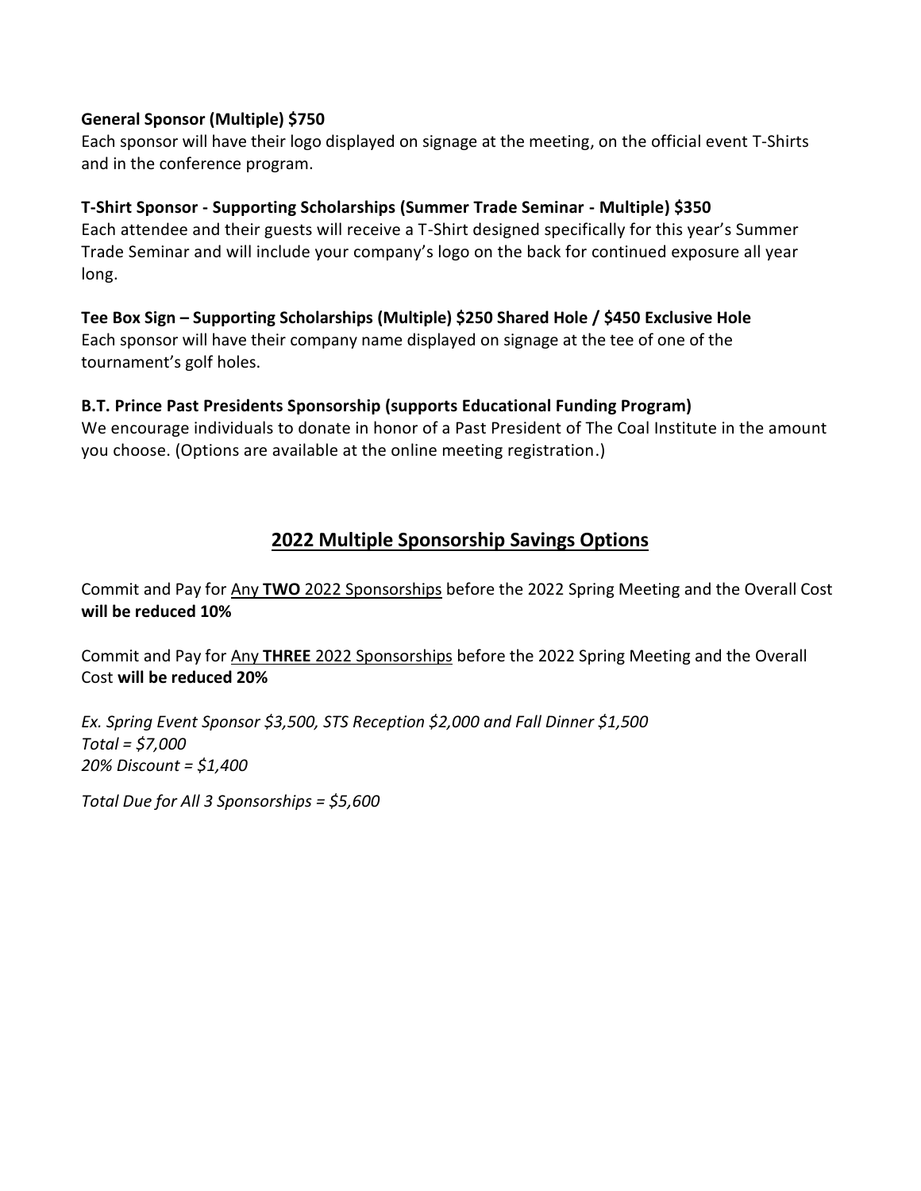**General Sponsor (Multiple) $750**
Each sponsor will have their logo displayed on signage at the meeting, on the official event T-Shirts and in the conference program.

**T-Shirt Sponsor - Supporting Scholarships (Summer Trade Seminar - Multiple) $350**
Each attendee and their guests will receive a T-Shirt designed specifically for this year's Summer Trade Seminar and will include your company's logo on the back for continued exposure all year long.

**Tee Box Sign – Supporting Scholarships (Multiple) $250 Shared Hole / $450 Exclusive Hole**
Each sponsor will have their company name displayed on signage at the tee of one of the tournament's golf holes.

**B.T. Prince Past Presidents Sponsorship (supports Educational Funding Program)**
We encourage individuals to donate in honor of a Past President of The Coal Institute in the amount you choose. (Options are available at the online meeting registration.)

## 2022 Multiple Sponsorship Savings Options

Commit and Pay for Any **TWO** 2022 Sponsorships before the 2022 Spring Meeting and the Overall Cost **will be reduced 10%**

Commit and Pay for Any **THREE** 2022 Sponsorships before the 2022 Spring Meeting and the Overall Cost **will be reduced 20%**

*Ex. Spring Event Sponsor $3,500, STS Reception $2,000 and Fall Dinner $1,500*
*Total = $7,000*
*20% Discount = $1,400*

*Total Due for All 3 Sponsorships = $5,600*